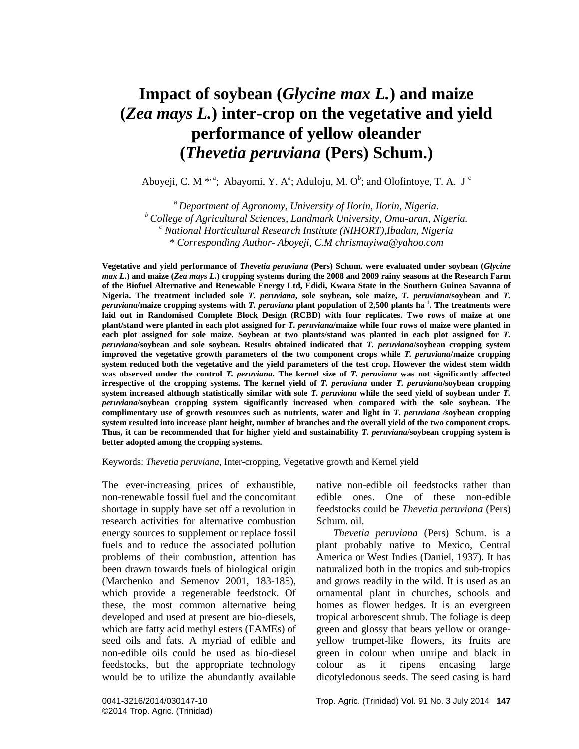# Impact of soybean (*Glycine max L.*) and maize (*Zea mays L.*) inter-crop on the vegetative and yield performance of yellow oleander (*Thevetia peruviana* (Pers) Schum.)

Aboyeji, C. M *[, a]; Abayomi, Y. A[a]; Aduloju, M. O[b]; and Olofintoye, T. A. J [c]

[a] *Department of Agronomy, University of Ilorin, Ilorin, Nigeria.*
[b] *College of Agricultural Sciences, Landmark University, Omu-aran, Nigeria.*
[c] *National Horticultural Research Institute (NIHORT),Ibadan, Nigeria*
*\* Corresponding Author- Aboyeji, C.M chrismuyiwa@yahoo.com*

**Vegetative and yield performance of *Thevetia peruviana* (Pers) Schum. were evaluated under soybean (*Glycine max L.*) and maize (*Zea mays L.*) cropping systems during the 2008 and 2009 rainy seasons at the Research Farm of the Biofuel Alternative and Renewable Energy Ltd, Edidi, Kwara State in the Southern Guinea Savanna of Nigeria. The treatment included sole *T. peruviana*, sole soybean, sole maize, *T. peruviana*/soybean and *T. peruviana*/maize cropping systems with *T. peruviana* plant population of 2,500 plants ha$^{-1}$. The treatments were laid out in Randomised Complete Block Design (RCBD) with four replicates. Two rows of maize at one plant/stand were planted in each plot assigned for *T. peruviana*/maize while four rows of maize were planted in each plot assigned for sole maize. Soybean at two plants/stand was planted in each plot assigned for *T. peruviana*/soybean and sole soybean. Results obtained indicated that *T. peruviana*/soybean cropping system improved the vegetative growth parameters of the two component crops while *T. peruviana*/maize cropping system reduced both the vegetative and the yield parameters of the test crop. However the widest stem width was observed under the control *T. peruviana*. The kernel size of *T. peruviana* was not significantly affected irrespective of the cropping systems. The kernel yield of *T. peruviana* under *T. peruviana*/soybean cropping system increased although statistically similar with sole *T. peruviana* while the seed yield of soybean under *T. peruviana*/soybean cropping system significantly increased when compared with the sole soybean. The complimentary use of growth resources such as nutrients, water and light in *T. peruviana* /soybean cropping system resulted into increase plant height, number of branches and the overall yield of the two component crops. Thus, it can be recommended that for higher yield and sustainability *T. peruviana*/soybean cropping system is better adopted among the cropping systems.**

Keywords: *Thevetia peruviana*, Inter-cropping, Vegetative growth and Kernel yield

The ever-increasing prices of exhaustible, non-renewable fossil fuel and the concomitant shortage in supply have set off a revolution in research activities for alternative combustion energy sources to supplement or replace fossil fuels and to reduce the associated pollution problems of their combustion, attention has been drawn towards fuels of biological origin (Marchenko and Semenov 2001, 183-185), which provide a regenerable feedstock. Of these, the most common alternative being developed and used at present are bio-diesels, which are fatty acid methyl esters (FAMEs) of seed oils and fats. A myriad of edible and non-edible oils could be used as bio-diesel feedstocks, but the appropriate technology would be to utilize the abundantly available native non-edible oil feedstocks rather than edible ones. One of these non-edible feedstocks could be *Thevetia peruviana* (Pers) Schum. oil.

*Thevetia peruviana* (Pers) Schum. is a plant probably native to Mexico, Central America or West Indies (Daniel, 1937). It has naturalized both in the tropics and sub-tropics and grows readily in the wild. It is used as an ornamental plant in churches, schools and homes as flower hedges. It is an evergreen tropical arborescent shrub. The foliage is deep green and glossy that bears yellow or orange-yellow trumpet-like flowers, its fruits are green in colour when unripe and black in colour as it ripens encasing large dicotyledonous seeds. The seed casing is hard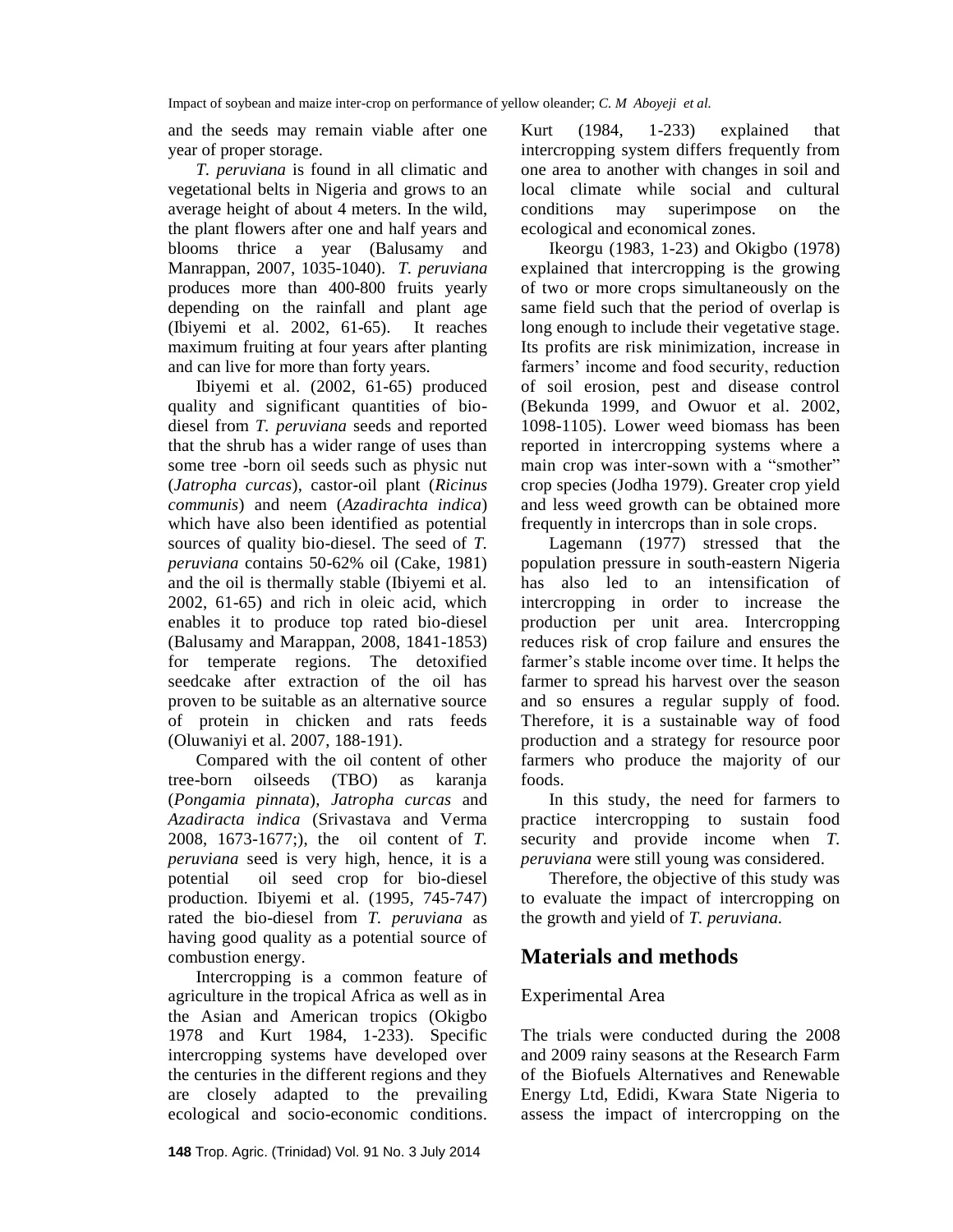and the seeds may remain viable after one year of proper storage.

*T. peruviana* is found in all climatic and vegetational belts in Nigeria and grows to an average height of about 4 meters. In the wild, the plant flowers after one and half years and blooms thrice a year (Balusamy and Manrappan, 2007, 1035-1040). *T. peruviana* produces more than 400-800 fruits yearly depending on the rainfall and plant age (Ibiyemi et al. 2002, 61-65). It reaches maximum fruiting at four years after planting and can live for more than forty years.

Ibiyemi et al. (2002, 61-65) produced quality and significant quantities of bio-diesel from *T. peruviana* seeds and reported that the shrub has a wider range of uses than some tree -born oil seeds such as physic nut (*Jatropha curcas*), castor-oil plant (*Ricinus communis*) and neem (*Azadirachta indica*) which have also been identified as potential sources of quality bio-diesel. The seed of *T. peruviana* contains 50-62% oil (Cake, 1981) and the oil is thermally stable (Ibiyemi et al. 2002, 61-65) and rich in oleic acid, which enables it to produce top rated bio-diesel (Balusamy and Marappan, 2008, 1841-1853) for temperate regions. The detoxified seedcake after extraction of the oil has proven to be suitable as an alternative source of protein in chicken and rats feeds (Oluwaniyi et al. 2007, 188-191).

Compared with the oil content of other tree-born oilseeds (TBO) as karanja (*Pongamia pinnata*), *Jatropha curcas* and *Azadiracta indica* (Srivastava and Verma 2008, 1673-1677;), the oil content of *T. peruviana* seed is very high, hence, it is a potential oil seed crop for bio-diesel production. Ibiyemi et al. (1995, 745-747) rated the bio-diesel from *T. peruviana* as having good quality as a potential source of combustion energy.

Intercropping is a common feature of agriculture in the tropical Africa as well as in the Asian and American tropics (Okigbo 1978 and Kurt 1984, 1-233). Specific intercropping systems have developed over the centuries in the different regions and they are closely adapted to the prevailing ecological and socio-economic conditions. Kurt (1984, 1-233) explained that intercropping system differs frequently from one area to another with changes in soil and local climate while social and cultural conditions may superimpose on the ecological and economical zones.

Ikeorgu (1983, 1-23) and Okigbo (1978) explained that intercropping is the growing of two or more crops simultaneously on the same field such that the period of overlap is long enough to include their vegetative stage. Its profits are risk minimization, increase in farmers' income and food security, reduction of soil erosion, pest and disease control (Bekunda 1999, and Owuor et al. 2002, 1098-1105). Lower weed biomass has been reported in intercropping systems where a main crop was inter-sown with a "smother" crop species (Jodha 1979). Greater crop yield and less weed growth can be obtained more frequently in intercrops than in sole crops.

Lagemann (1977) stressed that the population pressure in south-eastern Nigeria has also led to an intensification of intercropping in order to increase the production per unit area. Intercropping reduces risk of crop failure and ensures the farmer's stable income over time. It helps the farmer to spread his harvest over the season and so ensures a regular supply of food. Therefore, it is a sustainable way of food production and a strategy for resource poor farmers who produce the majority of our foods.

In this study, the need for farmers to practice intercropping to sustain food security and provide income when *T. peruviana* were still young was considered.

Therefore, the objective of this study was to evaluate the impact of intercropping on the growth and yield of *T. peruviana.*

## Materials and methods

### Experimental Area

The trials were conducted during the 2008 and 2009 rainy seasons at the Research Farm of the Biofuels Alternatives and Renewable Energy Ltd, Edidi, Kwara State Nigeria to assess the impact of intercropping on the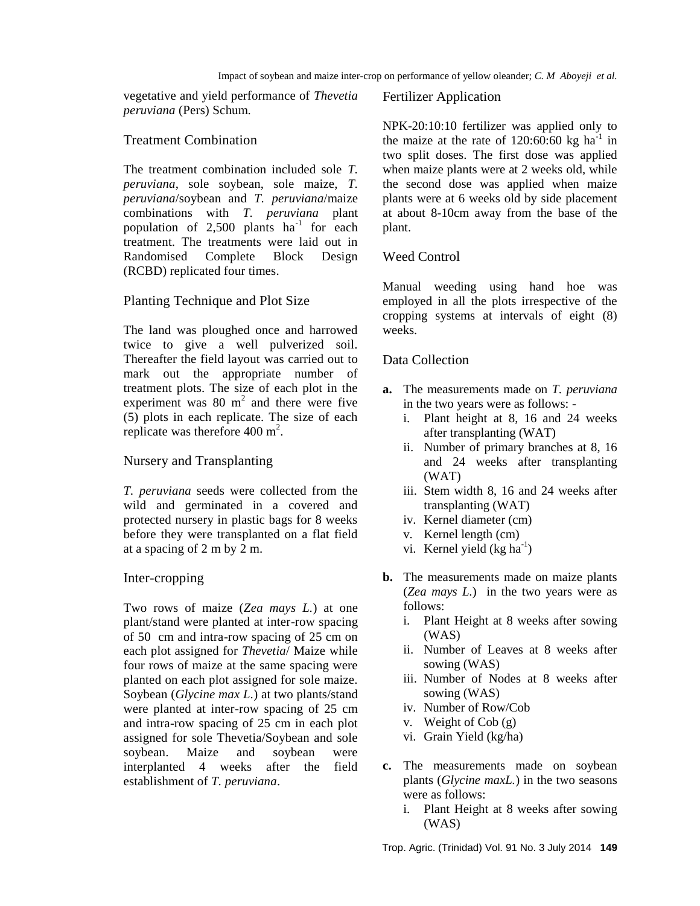vegetative and yield performance of *Thevetia peruviana* (Pers) Schum.

## Treatment Combination

The treatment combination included sole *T. peruviana*, sole soybean, sole maize, *T. peruviana*/soybean and *T. peruviana*/maize combinations with *T. peruviana* plant population of 2,500 plants ha$^{-1}$ for each treatment. The treatments were laid out in Randomised Complete Block Design (RCBD) replicated four times.

## Planting Technique and Plot Size

The land was ploughed once and harrowed twice to give a well pulverized soil. Thereafter the field layout was carried out to mark out the appropriate number of treatment plots. The size of each plot in the experiment was 80 m$^2$ and there were five (5) plots in each replicate. The size of each replicate was therefore 400 m$^2$.

## Nursery and Transplanting

*T. peruviana* seeds were collected from the wild and germinated in a covered and protected nursery in plastic bags for 8 weeks before they were transplanted on a flat field at a spacing of 2 m by 2 m.

## Inter-cropping

Two rows of maize (*Zea mays L.*) at one plant/stand were planted at inter-row spacing of 50 cm and intra-row spacing of 25 cm on each plot assigned for *Thevetia*/ Maize while four rows of maize at the same spacing were planted on each plot assigned for sole maize. Soybean (*Glycine max L.*) at two plants/stand were planted at inter-row spacing of 25 cm and intra-row spacing of 25 cm in each plot assigned for sole Thevetia/Soybean and sole soybean. Maize and soybean were interplanted 4 weeks after the field establishment of *T. peruviana*.

## Fertilizer Application

NPK-20:10:10 fertilizer was applied only to the maize at the rate of 120:60:60 kg ha$^{-1}$ in two split doses. The first dose was applied when maize plants were at 2 weeks old, while the second dose was applied when maize plants were at 6 weeks old by side placement at about 8-10cm away from the base of the plant.

## Weed Control

Manual weeding using hand hoe was employed in all the plots irrespective of the cropping systems at intervals of eight (8) weeks.

## Data Collection

**a.** The measurements made on *T. peruviana* in the two years were as follows: -

i. Plant height at 8, 16 and 24 weeks after transplanting (WAT)
ii. Number of primary branches at 8, 16 and 24 weeks after transplanting (WAT)
iii. Stem width 8, 16 and 24 weeks after transplanting (WAT)
iv. Kernel diameter (cm)
v. Kernel length (cm)
vi. Kernel yield (kg ha$^{-1}$)

**b.** The measurements made on maize plants (*Zea mays L.*) in the two years were as follows:

i. Plant Height at 8 weeks after sowing (WAS)
ii. Number of Leaves at 8 weeks after sowing (WAS)
iii. Number of Nodes at 8 weeks after sowing (WAS)
iv. Number of Row/Cob
v. Weight of Cob (g)
vi. Grain Yield (kg/ha)

**c.** The measurements made on soybean plants (*Glycine maxL.*) in the two seasons were as follows:

i. Plant Height at 8 weeks after sowing (WAS)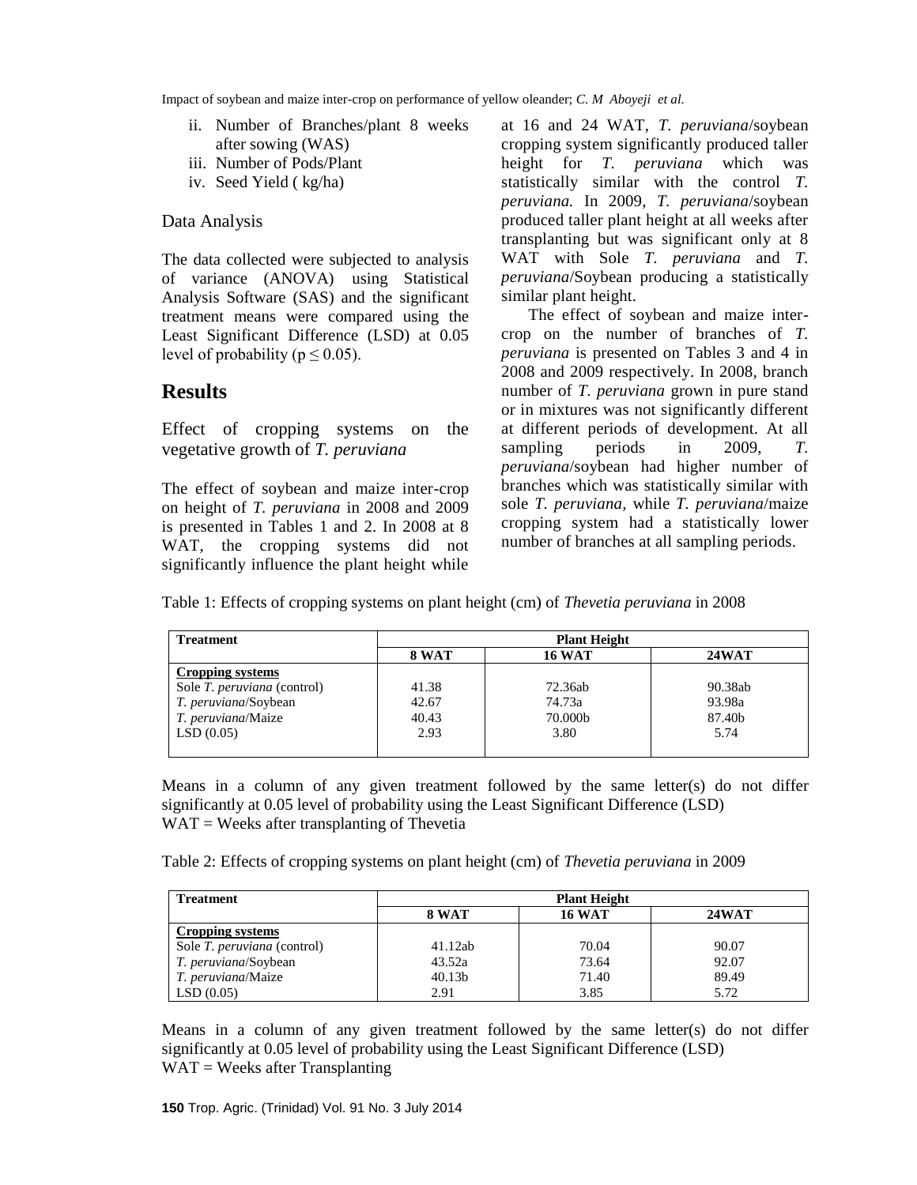ii. Number of Branches/plant 8 weeks after sowing (WAS)
iii. Number of Pods/Plant
iv. Seed Yield ( kg/ha)

Data Analysis

The data collected were subjected to analysis of variance (ANOVA) using Statistical Analysis Software (SAS) and the significant treatment means were compared using the Least Significant Difference (LSD) at 0.05 level of probability ($p \leq 0.05$).

## Results

### Effect of cropping systems on the vegetative growth of *T. peruviana*

The effect of soybean and maize inter-crop on height of *T. peruviana* in 2008 and 2009 is presented in Tables 1 and 2. In 2008 at 8 WAT, the cropping systems did not significantly influence the plant height while at 16 and 24 WAT, *T. peruviana*/soybean cropping system significantly produced taller height for *T. peruviana* which was statistically similar with the control *T. peruviana.* In 2009, *T. peruviana*/soybean produced taller plant height at all weeks after transplanting but was significant only at 8 WAT with Sole *T. peruviana* and *T. peruviana*/Soybean producing a statistically similar plant height.

The effect of soybean and maize inter-crop on the number of branches of *T. peruviana* is presented on Tables 3 and 4 in 2008 and 2009 respectively. In 2008, branch number of *T. peruviana* grown in pure stand or in mixtures was not significantly different at different periods of development. At all sampling periods in 2009, *T. peruviana*/soybean had higher number of branches which was statistically similar with sole *T. peruviana,* while *T. peruviana*/maize cropping system had a statistically lower number of branches at all sampling periods.

Table 1: Effects of cropping systems on plant height (cm) of *Thevetia peruviana* in 2008

| Treatment | Plant Height | | |
|---|---|---|---|
| | 8 WAT | 16 WAT | 24WAT |
| **Cropping systems** | | | |
| Sole *T. peruviana* (control) | 41.38 | 72.36ab | 90.38ab |
| *T. peruviana*/Soybean | 42.67 | 74.73a | 93.98a |
| *T. peruviana*/Maize | 40.43 | 70.000b | 87.40b |
| LSD (0.05) | 2.93 | 3.80 | 5.74 |

Means in a column of any given treatment followed by the same letter(s) do not differ significantly at 0.05 level of probability using the Least Significant Difference (LSD)
WAT = Weeks after transplanting of Thevetia

Table 2: Effects of cropping systems on plant height (cm) of *Thevetia peruviana* in 2009

| Treatment | Plant Height | | |
|---|---|---|---|
| | 8 WAT | 16 WAT | 24WAT |
| **Cropping systems** | | | |
| Sole *T. peruviana* (control) | 41.12ab | 70.04 | 90.07 |
| *T. peruviana*/Soybean | 43.52a | 73.64 | 92.07 |
| *T. peruviana*/Maize | 40.13b | 71.40 | 89.49 |
| LSD (0.05) | 2.91 | 3.85 | 5.72 |

Means in a column of any given treatment followed by the same letter(s) do not differ significantly at 0.05 level of probability using the Least Significant Difference (LSD)
WAT = Weeks after Transplanting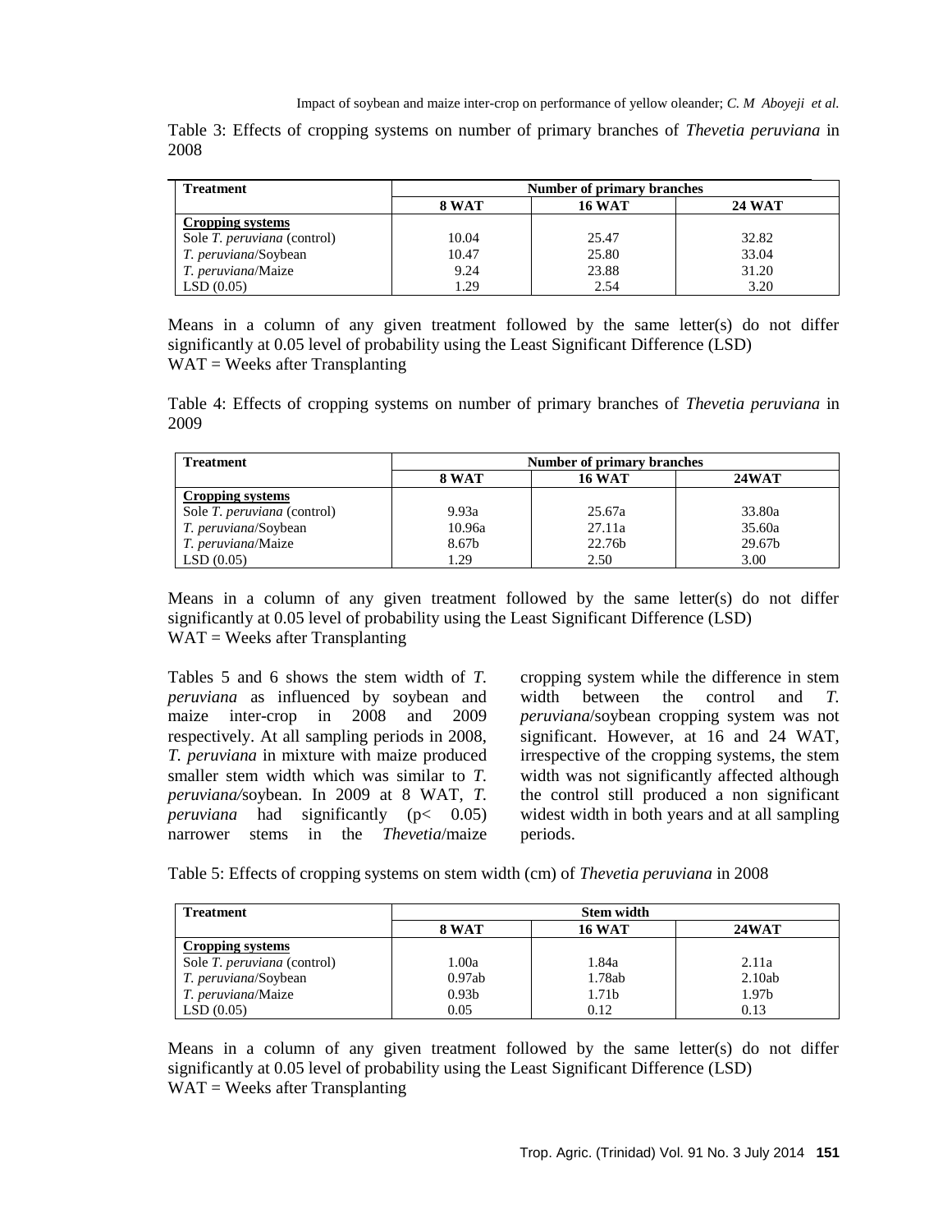Table 3: Effects of cropping systems on number of primary branches of *Thevetia peruviana* in 2008

| Treatment | Number of primary branches | | |
|---|---|---|---|
| | 8 WAT | 16 WAT | 24 WAT |
| **Cropping systems** | | | |
| Sole *T. peruviana* (control) | 10.04 | 25.47 | 32.82 |
| *T. peruviana*/Soybean | 10.47 | 25.80 | 33.04 |
| *T. peruviana*/Maize | 9.24 | 23.88 | 31.20 |
| LSD (0.05) | 1.29 | 2.54 | 3.20 |

Means in a column of any given treatment followed by the same letter(s) do not differ significantly at 0.05 level of probability using the Least Significant Difference (LSD)
WAT = Weeks after Transplanting

Table 4: Effects of cropping systems on number of primary branches of *Thevetia peruviana* in 2009

| Treatment | Number of primary branches | | |
|---|---|---|---|
| | 8 WAT | 16 WAT | 24WAT |
| **Cropping systems** | | | |
| Sole *T. peruviana* (control) | 9.93a | 25.67a | 33.80a |
| *T. peruviana*/Soybean | 10.96a | 27.11a | 35.60a |
| *T. peruviana*/Maize | 8.67b | 22.76b | 29.67b |
| LSD (0.05) | 1.29 | 2.50 | 3.00 |

Means in a column of any given treatment followed by the same letter(s) do not differ significantly at 0.05 level of probability using the Least Significant Difference (LSD)
WAT = Weeks after Transplanting

Tables 5 and 6 shows the stem width of *T. peruviana* as influenced by soybean and maize inter-crop in 2008 and 2009 respectively. At all sampling periods in 2008, *T. peruviana* in mixture with maize produced smaller stem width which was similar to *T. peruviana/*soybean. In 2009 at 8 WAT, *T. peruviana* had significantly ($p < 0.05$) narrower stems in the *Thevetia*/maize cropping system while the difference in stem width between the control and *T. peruviana*/soybean cropping system was not significant. However, at 16 and 24 WAT, irrespective of the cropping systems, the stem width was not significantly affected although the control still produced a non significant widest width in both years and at all sampling periods.

Table 5: Effects of cropping systems on stem width (cm) of *Thevetia peruviana* in 2008

| Treatment | Stem width | | |
|---|---|---|---|
| | 8 WAT | 16 WAT | 24WAT |
| **Cropping systems** | | | |
| Sole *T. peruviana* (control) | 1.00a | 1.84a | 2.11a |
| *T. peruviana*/Soybean | 0.97ab | 1.78ab | 2.10ab |
| *T. peruviana*/Maize | 0.93b | 1.71b | 1.97b |
| LSD (0.05) | 0.05 | 0.12 | 0.13 |

Means in a column of any given treatment followed by the same letter(s) do not differ significantly at 0.05 level of probability using the Least Significant Difference (LSD)
WAT = Weeks after Transplanting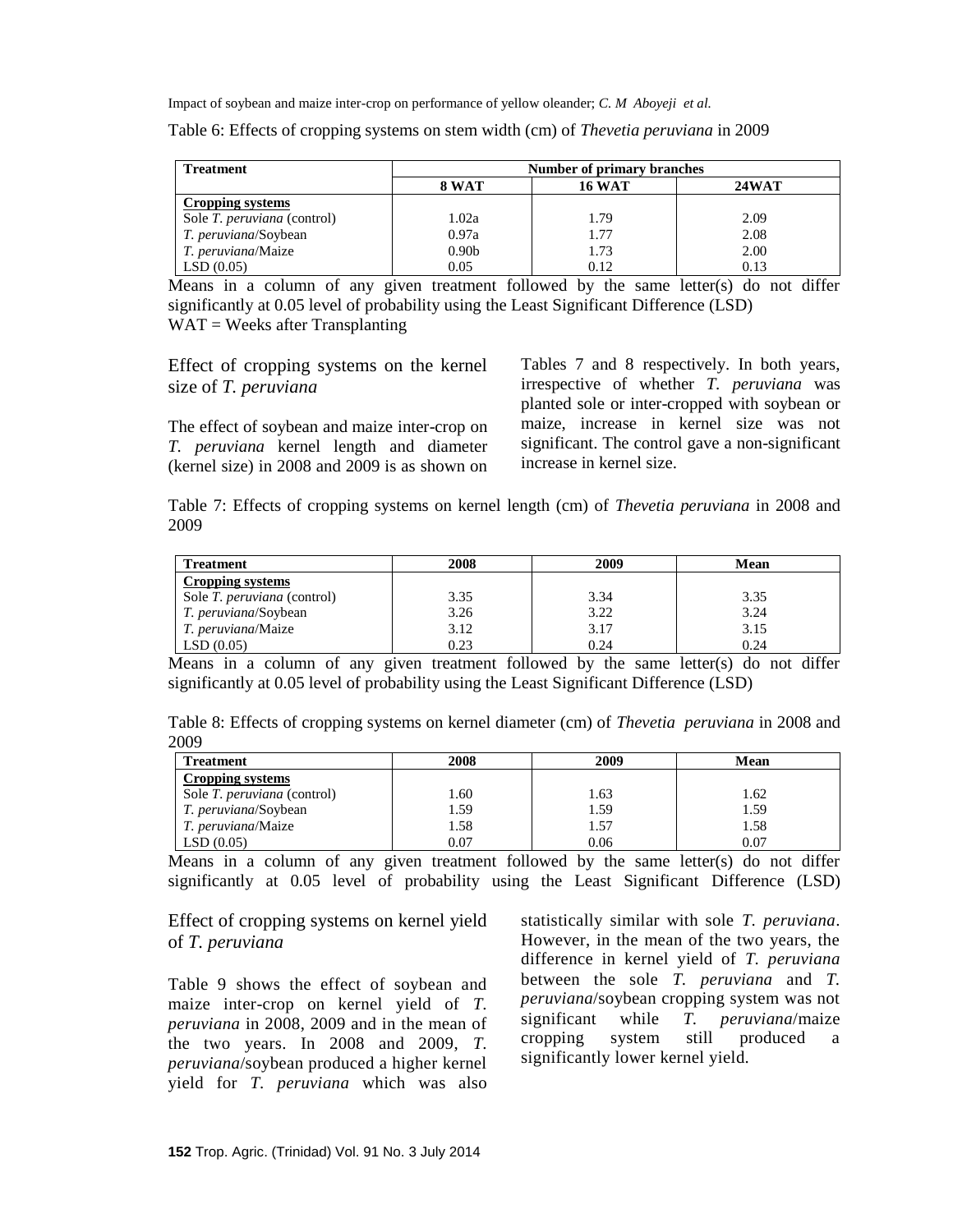Table 6: Effects of cropping systems on stem width (cm) of *Thevetia peruviana* in 2009

| Treatment | Number of primary branches | | |
|---|---|---|---|
| | 8 WAT | 16 WAT | 24WAT |
| **Cropping systems** | | | |
| Sole *T. peruviana* (control) | 1.02a | 1.79 | 2.09 |
| *T. peruviana*/Soybean | 0.97a | 1.77 | 2.08 |
| *T. peruviana*/Maize | 0.90b | 1.73 | 2.00 |
| LSD (0.05) | 0.05 | 0.12 | 0.13 |

Means in a column of any given treatment followed by the same letter(s) do not differ significantly at 0.05 level of probability using the Least Significant Difference (LSD)
WAT = Weeks after Transplanting

## Effect of cropping systems on the kernel size of *T. peruviana*

The effect of soybean and maize inter-crop on *T. peruviana* kernel length and diameter (kernel size) in 2008 and 2009 is as shown on Tables 7 and 8 respectively. In both years, irrespective of whether *T. peruviana* was planted sole or inter-cropped with soybean or maize, increase in kernel size was not significant. The control gave a non-significant increase in kernel size.

Table 7: Effects of cropping systems on kernel length (cm) of *Thevetia peruviana* in 2008 and 2009

| Treatment | 2008 | 2009 | Mean |
|---|---|---|---|
| **Cropping systems** | | | |
| Sole *T. peruviana* (control) | 3.35 | 3.34 | 3.35 |
| *T. peruviana*/Soybean | 3.26 | 3.22 | 3.24 |
| *T. peruviana*/Maize | 3.12 | 3.17 | 3.15 |
| LSD (0.05) | 0.23 | 0.24 | 0.24 |

Means in a column of any given treatment followed by the same letter(s) do not differ significantly at 0.05 level of probability using the Least Significant Difference (LSD)

Table 8: Effects of cropping systems on kernel diameter (cm) of *Thevetia peruviana* in 2008 and 2009

| Treatment | 2008 | 2009 | Mean |
|---|---|---|---|
| **Cropping systems** | | | |
| Sole *T. peruviana* (control) | 1.60 | 1.63 | 1.62 |
| *T. peruviana*/Soybean | 1.59 | 1.59 | 1.59 |
| *T. peruviana*/Maize | 1.58 | 1.57 | 1.58 |
| LSD (0.05) | 0.07 | 0.06 | 0.07 |

Means in a column of any given treatment followed by the same letter(s) do not differ significantly at 0.05 level of probability using the Least Significant Difference (LSD)

## Effect of cropping systems on kernel yield of *T. peruviana*

Table 9 shows the effect of soybean and maize inter-crop on kernel yield of *T. peruviana* in 2008, 2009 and in the mean of the two years. In 2008 and 2009, *T. peruviana*/soybean produced a higher kernel yield for *T. peruviana* which was also statistically similar with sole *T. peruviana*. However, in the mean of the two years, the difference in kernel yield of *T. peruviana* between the sole *T. peruviana* and *T. peruviana*/soybean cropping system was not significant while *T. peruviana*/maize cropping system still produced a significantly lower kernel yield.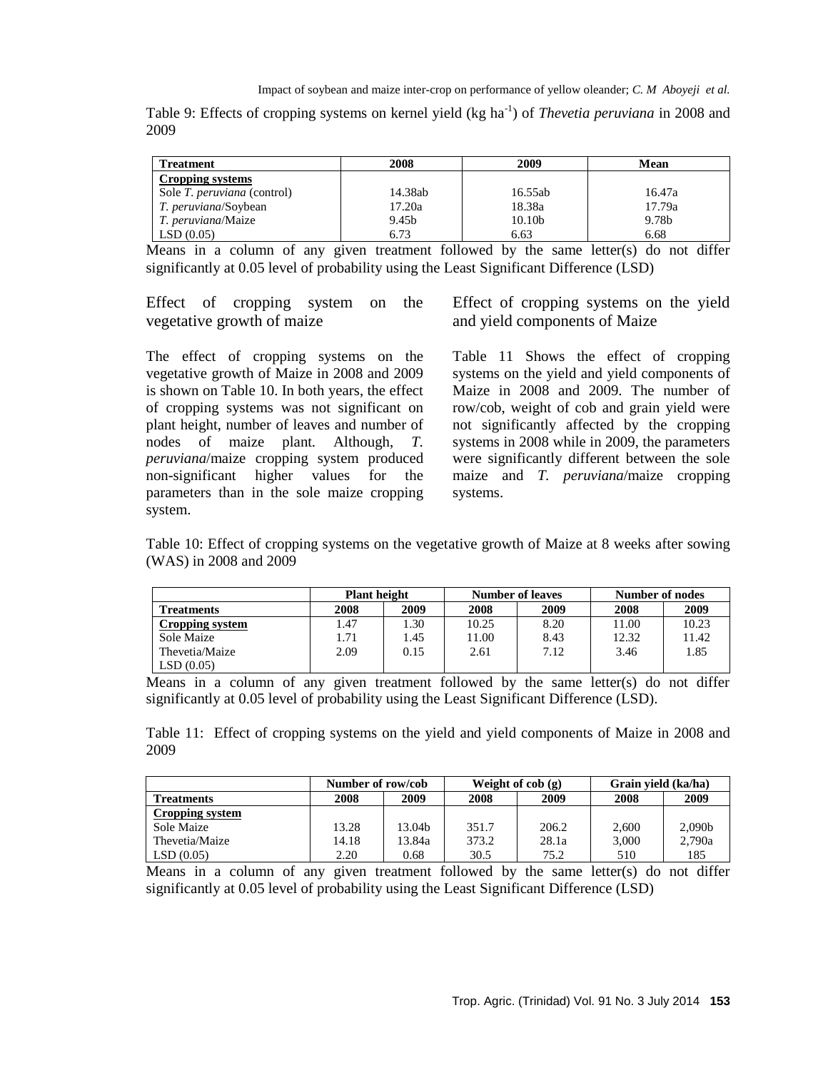Table 9: Effects of cropping systems on kernel yield (kg $ha^{-1}$) of *Thevetia peruviana* in 2008 and 2009

| Treatment | 2008 | 2009 | Mean |
|---|---|---|---|
| <u>Cropping systems</u> | | | |
| Sole *T. peruviana* (control) | 14.38ab | 16.55ab | 16.47a |
| *T. peruviana*/Soybean | 17.20a | 18.38a | 17.79a |
| *T. peruviana*/Maize | 9.45b | 10.10b | 9.78b |
| LSD (0.05) | 6.73 | 6.63 | 6.68 |

Means in a column of any given treatment followed by the same letter(s) do not differ significantly at 0.05 level of probability using the Least Significant Difference (LSD)

## Effect of cropping system on the vegetative growth of maize

The effect of cropping systems on the vegetative growth of Maize in 2008 and 2009 is shown on Table 10. In both years, the effect of cropping systems was not significant on plant height, number of leaves and number of nodes of maize plant. Although, *T. peruviana*/maize cropping system produced non-significant higher values for the parameters than in the sole maize cropping system.

## Effect of cropping systems on the yield and yield components of Maize

Table 11 Shows the effect of cropping systems on the yield and yield components of Maize in 2008 and 2009. The number of row/cob, weight of cob and grain yield were not significantly affected by the cropping systems in 2008 while in 2009, the parameters were significantly different between the sole maize and *T. peruviana*/maize cropping systems.

Table 10: Effect of cropping systems on the vegetative growth of Maize at 8 weeks after sowing (WAS) in 2008 and 2009

| | Plant height | | Number of leaves | | Number of nodes | |
|---|---|---|---|---|---|---|
| **Treatments** | **2008** | **2009** | **2008** | **2009** | **2008** | **2009** |
| <u>Cropping system</u> | 1.47 | 1.30 | 10.25 | 8.20 | 11.00 | 10.23 |
| Sole Maize | 1.71 | 1.45 | 11.00 | 8.43 | 12.32 | 11.42 |
| Thevetia/Maize | 2.09 | 0.15 | 2.61 | 7.12 | 3.46 | 1.85 |
| LSD (0.05) | | | | | | |

Means in a column of any given treatment followed by the same letter(s) do not differ significantly at 0.05 level of probability using the Least Significant Difference (LSD).

Table 11: Effect of cropping systems on the yield and yield components of Maize in 2008 and 2009

| | Number of row/cob | | Weight of cob (g) | | Grain yield (ka/ha) | |
|---|---|---|---|---|---|---|
| **Treatments** | **2008** | **2009** | **2008** | **2009** | **2008** | **2009** |
| <u>Cropping system</u> | | | | | | |
| Sole Maize | 13.28 | 13.04b | 351.7 | 206.2 | 2,600 | 2,090b |
| Thevetia/Maize | 14.18 | 13.84a | 373.2 | 28.1a | 3,000 | 2,790a |
| LSD (0.05) | 2.20 | 0.68 | 30.5 | 75.2 | 510 | 185 |

Means in a column of any given treatment followed by the same letter(s) do not differ significantly at 0.05 level of probability using the Least Significant Difference (LSD)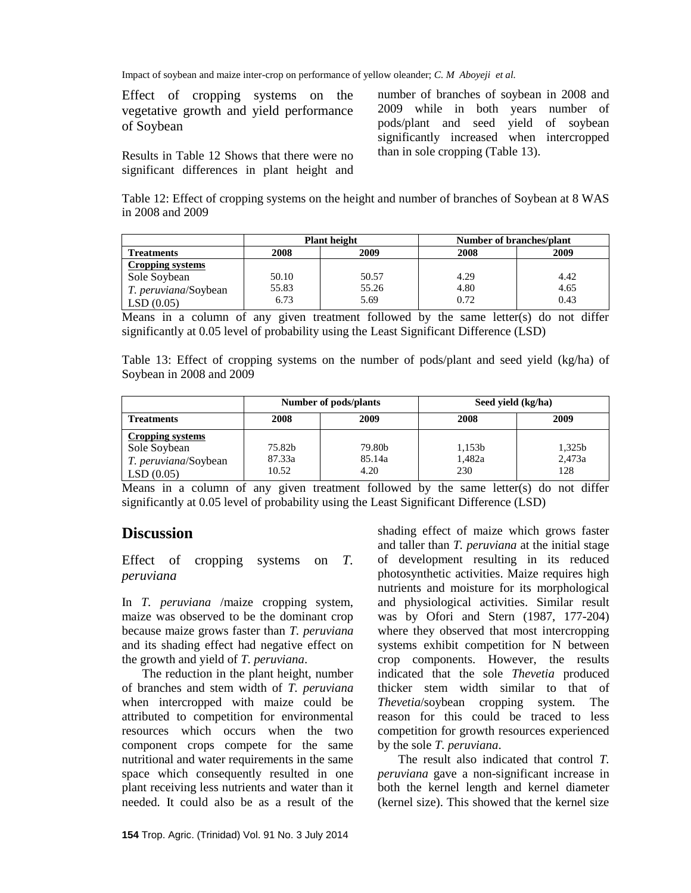### Effect of cropping systems on the vegetative growth and yield performance of Soybean

Results in Table 12 Shows that there were no significant differences in plant height and number of branches of soybean in 2008 and 2009 while in both years number of pods/plant and seed yield of soybean significantly increased when intercropped than in sole cropping (Table 13).

Table 12: Effect of cropping systems on the height and number of branches of Soybean at 8 WAS in 2008 and 2009

| | Plant height | | Number of branches/plant | |
|---|---|---|---|---|
| **Treatments** | **2008** | **2009** | **2008** | **2009** |
| **Cropping systems** | | | | |
| Sole Soybean | 50.10 | 50.57 | 4.29 | 4.42 |
| *T. peruviana*/Soybean | 55.83 | 55.26 | 4.80 | 4.65 |
| LSD (0.05) | 6.73 | 5.69 | 0.72 | 0.43 |

Means in a column of any given treatment followed by the same letter(s) do not differ significantly at 0.05 level of probability using the Least Significant Difference (LSD)

Table 13: Effect of cropping systems on the number of pods/plant and seed yield (kg/ha) of Soybean in 2008 and 2009

| | Number of pods/plants | | Seed yield (kg/ha) | |
|---|---|---|---|---|
| **Treatments** | **2008** | **2009** | **2008** | **2009** |
| **Cropping systems** | | | | |
| Sole Soybean | 75.82b | 79.80b | 1,153b | 1,325b |
| *T. peruviana*/Soybean | 87.33a | 85.14a | 1,482a | 2,473a |
| LSD (0.05) | 10.52 | 4.20 | 230 | 128 |

Means in a column of any given treatment followed by the same letter(s) do not differ significantly at 0.05 level of probability using the Least Significant Difference (LSD)

## Discussion

### Effect of cropping systems on *T. peruviana*

In *T. peruviana* /maize cropping system, maize was observed to be the dominant crop because maize grows faster than *T. peruviana* and its shading effect had negative effect on the growth and yield of *T. peruviana*.

The reduction in the plant height, number of branches and stem width of *T. peruviana* when intercropped with maize could be attributed to competition for environmental resources which occurs when the two component crops compete for the same nutritional and water requirements in the same space which consequently resulted in one plant receiving less nutrients and water than it needed. It could also be as a result of the shading effect of maize which grows faster and taller than *T. peruviana* at the initial stage of development resulting in its reduced photosynthetic activities. Maize requires high nutrients and moisture for its morphological and physiological activities. Similar result was by Ofori and Stern (1987, 177-204) where they observed that most intercropping systems exhibit competition for N between crop components. However, the results indicated that the sole *Thevetia* produced thicker stem width similar to that of *Thevetia*/soybean cropping system. The reason for this could be traced to less competition for growth resources experienced by the sole *T. peruviana*.

The result also indicated that control *T. peruviana* gave a non-significant increase in both the kernel length and kernel diameter (kernel size). This showed that the kernel size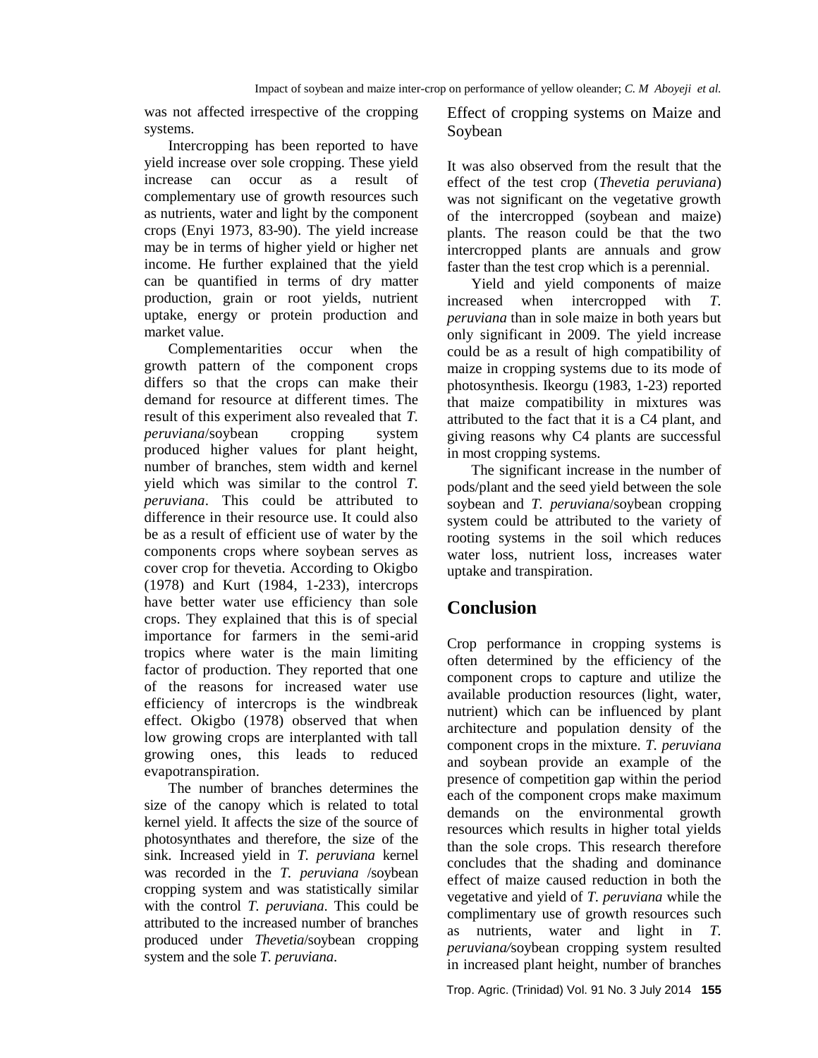was not affected irrespective of the cropping systems.

Intercropping has been reported to have yield increase over sole cropping. These yield increase can occur as a result of complementary use of growth resources such as nutrients, water and light by the component crops (Enyi 1973, 83-90). The yield increase may be in terms of higher yield or higher net income. He further explained that the yield can be quantified in terms of dry matter production, grain or root yields, nutrient uptake, energy or protein production and market value.

Complementarities occur when the growth pattern of the component crops differs so that the crops can make their demand for resource at different times. The result of this experiment also revealed that *T. peruviana*/soybean cropping system produced higher values for plant height, number of branches, stem width and kernel yield which was similar to the control *T. peruviana*. This could be attributed to difference in their resource use. It could also be as a result of efficient use of water by the components crops where soybean serves as cover crop for thevetia. According to Okigbo (1978) and Kurt (1984, 1-233), intercrops have better water use efficiency than sole crops. They explained that this is of special importance for farmers in the semi-arid tropics where water is the main limiting factor of production. They reported that one of the reasons for increased water use efficiency of intercrops is the windbreak effect. Okigbo (1978) observed that when low growing crops are interplanted with tall growing ones, this leads to reduced evapotranspiration.

The number of branches determines the size of the canopy which is related to total kernel yield. It affects the size of the source of photosynthates and therefore, the size of the sink. Increased yield in *T. peruviana* kernel was recorded in the *T. peruviana* /soybean cropping system and was statistically similar with the control *T. peruviana*. This could be attributed to the increased number of branches produced under *Thevetia*/soybean cropping system and the sole *T. peruviana*.

Effect of cropping systems on Maize and Soybean

It was also observed from the result that the effect of the test crop (*Thevetia peruviana*) was not significant on the vegetative growth of the intercropped (soybean and maize) plants. The reason could be that the two intercropped plants are annuals and grow faster than the test crop which is a perennial.

Yield and yield components of maize increased when intercropped with *T. peruviana* than in sole maize in both years but only significant in 2009. The yield increase could be as a result of high compatibility of maize in cropping systems due to its mode of photosynthesis. Ikeorgu (1983, 1-23) reported that maize compatibility in mixtures was attributed to the fact that it is a C4 plant, and giving reasons why C4 plants are successful in most cropping systems.

The significant increase in the number of pods/plant and the seed yield between the sole soybean and *T. peruviana*/soybean cropping system could be attributed to the variety of rooting systems in the soil which reduces water loss, nutrient loss, increases water uptake and transpiration.

## Conclusion

Crop performance in cropping systems is often determined by the efficiency of the component crops to capture and utilize the available production resources (light, water, nutrient) which can be influenced by plant architecture and population density of the component crops in the mixture. *T. peruviana* and soybean provide an example of the presence of competition gap within the period each of the component crops make maximum demands on the environmental growth resources which results in higher total yields than the sole crops. This research therefore concludes that the shading and dominance effect of maize caused reduction in both the vegetative and yield of *T. peruviana* while the complimentary use of growth resources such as nutrients, water and light in *T. peruviana/*soybean cropping system resulted in increased plant height, number of branches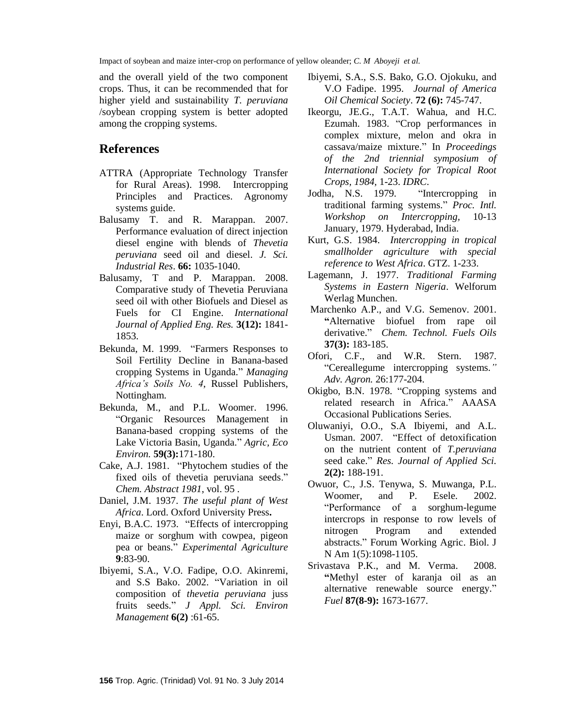and the overall yield of the two component crops. Thus, it can be recommended that for higher yield and sustainability *T. peruviana* /soybean cropping system is better adopted among the cropping systems.

## References

ATTRA (Appropriate Technology Transfer for Rural Areas). 1998. Intercropping Principles and Practices. Agronomy systems guide.

Balusamy T. and R. Marappan. 2007. Performance evaluation of direct injection diesel engine with blends of *Thevetia peruviana* seed oil and diesel. *J. Sci. Industrial Res*. **66:** 1035-1040.

Balusamy, T and P. Marappan. 2008. Comparative study of Thevetia Peruviana seed oil with other Biofuels and Diesel as Fuels for CI Engine. *International Journal of Applied Eng. Res.* **3(12):** 1841-1853.

Bekunda, M. 1999. "Farmers Responses to Soil Fertility Decline in Banana-based cropping Systems in Uganda." *Managing Africa's Soils No. 4*, Russel Publishers, Nottingham.

Bekunda, M., and P.L. Woomer. 1996. "Organic Resources Management in Banana-based cropping systems of the Lake Victoria Basin, Uganda." *Agric, Eco Environ.* **59(3):**171-180.

Cake, A.J. 1981. "Phytochem studies of the fixed oils of thevetia peruviana seeds." *Chem. Abstract 1981*, vol. 95 .

Daniel, J.M. 1937. *The useful plant of West Africa*. Lord. Oxford University Press**.**

Enyi, B.A.C. 1973. "Effects of intercropping maize or sorghum with cowpea, pigeon pea or beans." *Experimental Agriculture* **9**:83-90.

Ibiyemi, S.A., V.O. Fadipe, O.O. Akinremi, and S.S Bako. 2002. "Variation in oil composition of *thevetia peruviana* juss fruits seeds." *J Appl. Sci. Environ Management* **6(2)** :61-65.

Ibiyemi, S.A., S.S. Bako, G.O. Ojokuku, and V.O Fadipe. 1995. *Journal of America Oil Chemical Society*. **72 (6):** 745-747.

Ikeorgu, JE.G., T.A.T. Wahua, and H.C. Ezumah. 1983. "Crop performances in complex mixture, melon and okra in cassava/maize mixture." In *Proceedings of the 2nd triennial symposium of International Society for Tropical Root Crops, 1984,* 1-23. *IDRC*.

Jodha, N.S. 1979. "Intercropping in traditional farming systems." *Proc. Intl. Workshop on Intercropping,* 10-13 January, 1979. Hyderabad, India.

Kurt, G.S. 1984. *Intercropping in tropical smallholder agriculture with special reference to West Africa*. GTZ. 1-233.

Lagemann, J. 1977. *Traditional Farming Systems in Eastern Nigeria*. Welforum Werlag Munchen.

Marchenko A.P., and V.G. Semenov. 2001. **"**Alternative biofuel from rape oil derivative." *Chem. Technol. Fuels Oils* **37(3):** 183-185.

Ofori, C.F., and W.R. Stern. 1987. "Cereallegume intercropping systems*." Adv. Agron.* 26:177-204.

Okigbo, B.N. 1978. "Cropping systems and related research in Africa." AAASA Occasional Publications Series.

Oluwaniyi, O.O., S.A Ibiyemi, and A.L. Usman. 2007. "Effect of detoxification on the nutrient content of *T.peruviana* seed cake." *Res. Journal of Applied Sci.* **2(2):** 188-191.

Owuor, C., J.S. Tenywa, S. Muwanga, P.L. Woomer, and P. Esele. 2002. "Performance of a sorghum-legume intercrops in response to row levels of nitrogen Program and extended abstracts." Forum Working Agric. Biol. J N Am 1(5):1098-1105.

Srivastava P.K., and M. Verma. 2008. **"**Methyl ester of karanja oil as an alternative renewable source energy." *Fuel* **87(8-9):** 1673-1677.